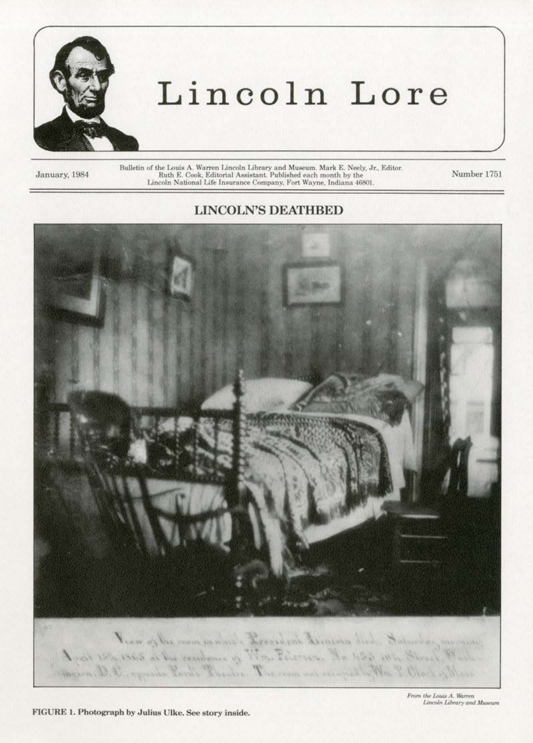# Lincoln Lore

January, 1984

Bulletin of the Louis A. Warren Lincoln Library and Museum. Mark E. Neely, Jr., Editor. Ruth E. Cook, Editorial Assistant. Published each month by the Lincoln National Life Insurance Company, Fort Wayne, Indiana 46801.

Number 1751

## LINCOLN'S DEATHBED

View of the room in which President Lincoln died. Saturday morning April 15th, 1865 at the residence of Wm. Petersen. No 453 10th Street, Washington, D.C., opposite Ford's Theatre. The room was occupied by Wm T. Clark of Mass.

*From the Louis A. Warren Lincoln Library and Museum*

**FIGURE 1. Photograph by Julius Ulke. See story inside.**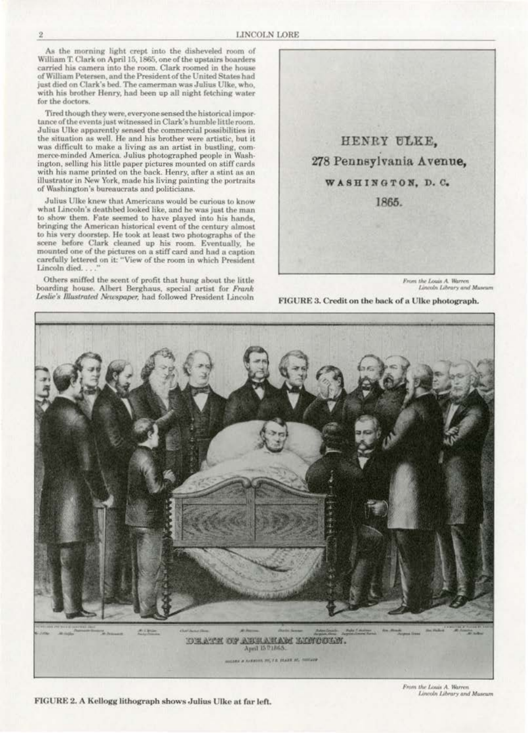As the morning light crept into the disheveled room of William T. Clark on April 15, 1865, one of the upstairs boarders carried his camera into the room. Clark roomed in the house of William Petersen, and the President of the United States had just died on Clark's bed. The cameraman was Julius Ulke, who, with his brother Henry, had been up all night fetching water for the doctors.

Tired though they were, everyone sensed the historical importance of the events just witnessed in Clark's humble little room. Julius Ulke apparently sensed the commercial possibilities in the situation as well. He and his brother were artistic, but it was difficult to make a living as an artist in bustling, commerce-minded America. Julius photographed people in Washington, selling his little paper pictures mounted on stiff cards with his name printed on the back. Henry, after a stint as an illustrator in New York, made his living painting the portraits of Washington's bureaucrats and politicians.

Julius Ulke knew that Americans would be curious to know what Lincoln's deathbed looked like, and he was just the man to show them. Fate seemed to have played into his hands, bringing the American historical event of the century almost to his very doorstep. He took at least two photographs of the scene before Clark cleaned up his room. Eventually, he mounted one of the pictures on a stiff card and had a caption carefully lettered on it: "View of the room in which President Lincoln died. . . ."

Others sniffed the scent of profit that hung about the little boarding house. Albert Berghaus, special artist for *Frank Leslie's Illustrated Newspaper*, had followed President Lincoln

HENRY ULKE,
278 Pennsylvania Avenue,
WASHINGTON, D. C.
1865.

From the Louis A. Warren Lincoln Library and Museum

FIGURE 3. Credit on the back of a Ulke photograph.

DEATH OF ABRAHAM LINCOLN.
April 15th 1865.

From the Louis A. Warren Lincoln Library and Museum

FIGURE 2. A Kellogg lithograph shows Julius Ulke at far left.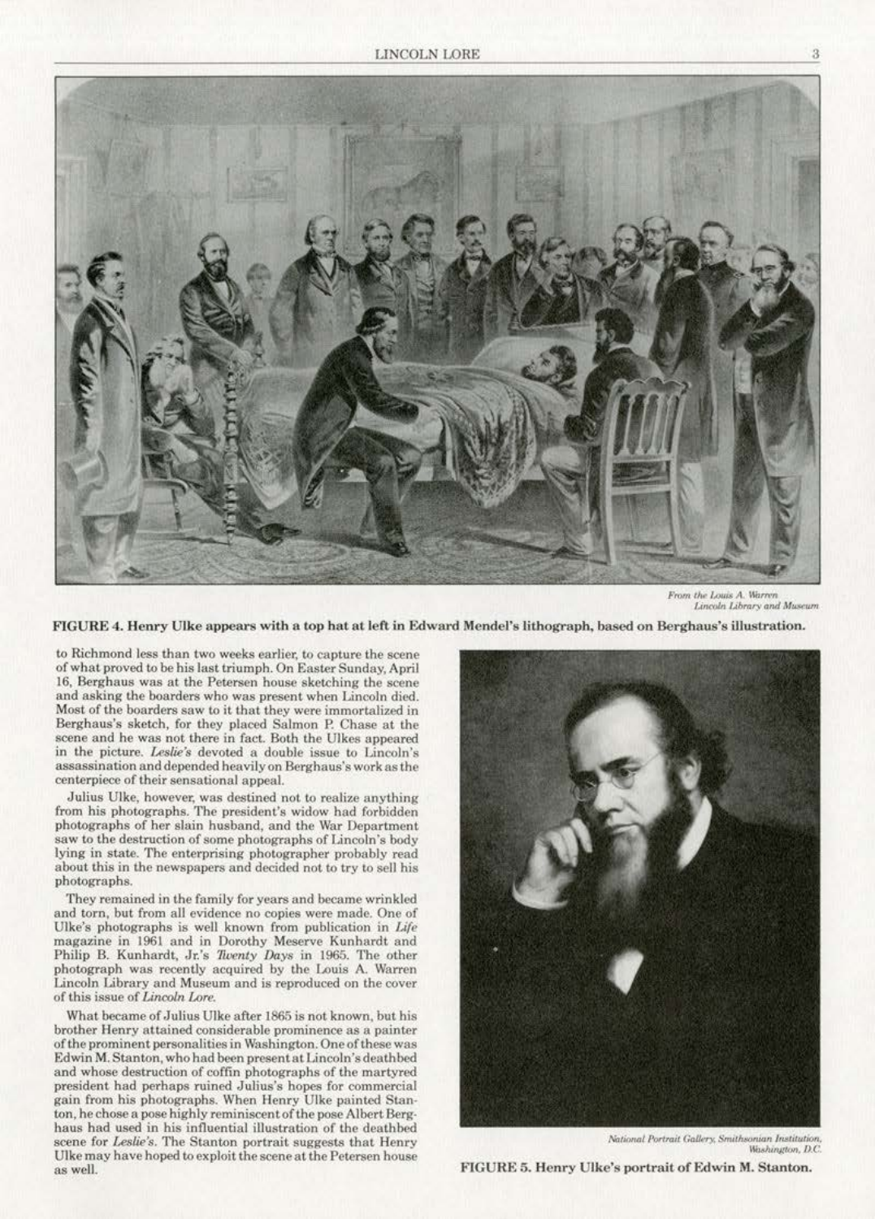From the Louis A. Warren Lincoln Library and Museum

**FIGURE 4. Henry Ulke appears with a top hat at left in Edward Mendel's lithograph, based on Berghaus's illustration.**

to Richmond less than two weeks earlier, to capture the scene of what proved to be his last triumph. On Easter Sunday, April 16, Berghaus was at the Petersen house sketching the scene and asking the boarders who was present when Lincoln died. Most of the boarders saw to it that they were immortalized in Berghaus's sketch, for they placed Salmon P. Chase at the scene and he was not there in fact. Both the Ulkes appeared in the picture. *Leslie's* devoted a double issue to Lincoln's assassination and depended heavily on Berghaus's work as the centerpiece of their sensational appeal.

Julius Ulke, however, was destined not to realize anything from his photographs. The president's widow had forbidden photographs of her slain husband, and the War Department saw to the destruction of some photographs of Lincoln's body lying in state. The enterprising photographer probably read about this in the newspapers and decided not to try to sell his photographs.

They remained in the family for years and became wrinkled and torn, but from all evidence no copies were made. One of Ulke's photographs is well known from publication in *Life* magazine in 1961 and in Dorothy Meserve Kunhardt and Philip B. Kunhardt, Jr.'s *Twenty Days* in 1965. The other photograph was recently acquired by the Louis A. Warren Lincoln Library and Museum and is reproduced on the cover of this issue of *Lincoln Lore*.

What became of Julius Ulke after 1865 is not known, but his brother Henry attained considerable prominence as a painter of the prominent personalities in Washington. One of these was Edwin M. Stanton, who had been present at Lincoln's deathbed and whose destruction of coffin photographs of the martyred president had perhaps ruined Julius's hopes for commercial gain from his photographs. When Henry Ulke painted Stanton, he chose a pose highly reminiscent of the pose Albert Berghaus had used in his influential illustration of the deathbed scene for *Leslie's*. The Stanton portrait suggests that Henry Ulke may have hoped to exploit the scene at the Petersen house as well.

National Portrait Gallery, Smithsonian Institution, Washington, D.C.

**FIGURE 5. Henry Ulke's portrait of Edwin M. Stanton.**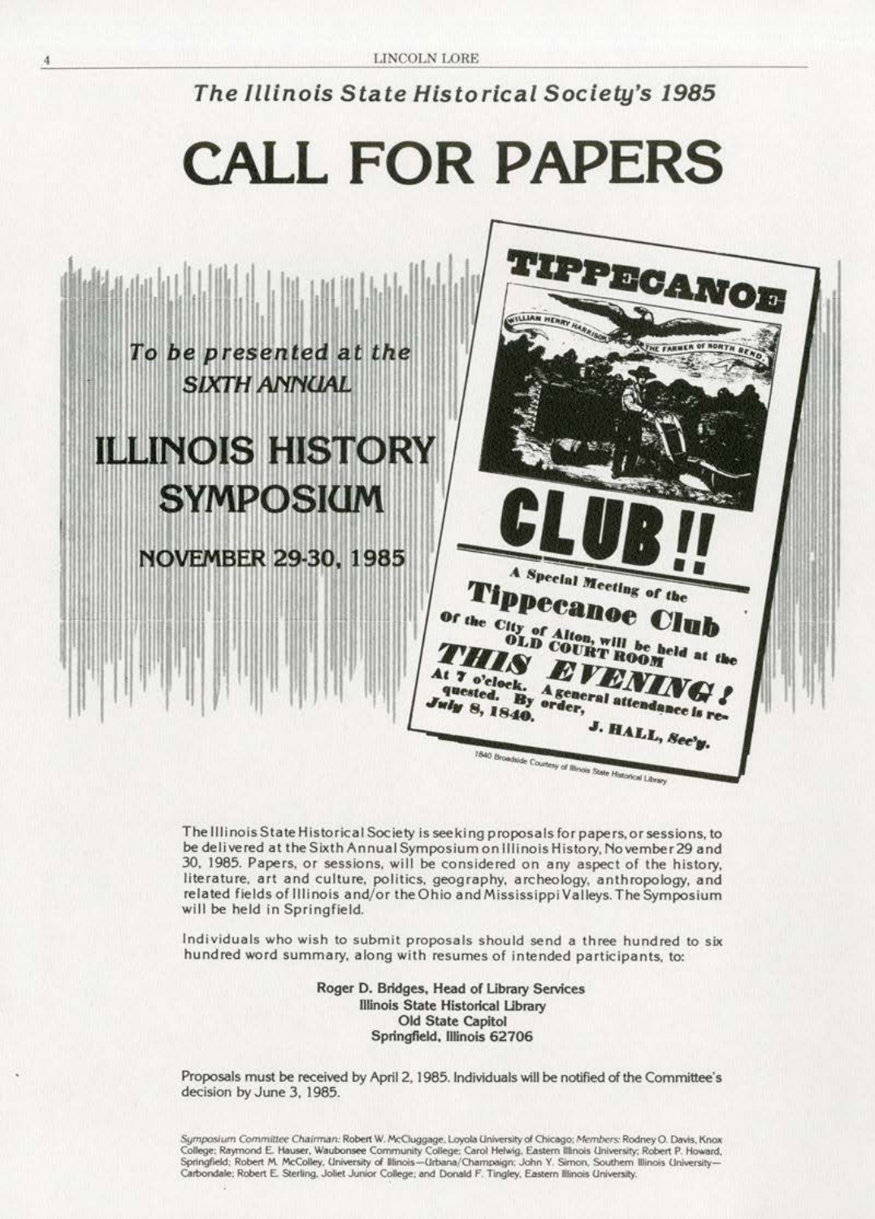*The Illinois State Historical Society's 1985*

# CALL FOR PAPERS

*To be presented at the*
*SIXTH ANNUAL*

## ILLINOIS HISTORY SYMPOSIUM

**NOVEMBER 29-30, 1985**

TIPPECANOE

WILLIAM HENRY HARRISON — THE FARMER OF NORTH BEND

CLUB!!

A Special Meeting of the
**Tippecanoe Club**
Of the City of Alton, will be held at the OLD COURT ROOM
***THIS EVENING!***
At 7 o'clock. A general attendance is requested. By order,
July 8, 1840.
J. HALL, Sec'y.

1840 Broadside Courtesy of Illinois State Historical Library

The Illinois State Historical Society is seeking proposals for papers, or sessions, to be delivered at the Sixth Annual Symposium on Illinois History, November 29 and 30, 1985. Papers, or sessions, will be considered on any aspect of the history, literature, art and culture, politics, geography, archeology, anthropology, and related fields of Illinois and/or the Ohio and Mississippi Valleys. The Symposium will be held in Springfield.

Individuals who wish to submit proposals should send a three hundred to six hundred word summary, along with resumes of intended participants, to:

**Roger D. Bridges, Head of Library Services**
**Illinois State Historical Library**
**Old State Capitol**
**Springfield, Illinois 62706**

Proposals must be received by April 2, 1985. Individuals will be notified of the Committee's decision by June 3, 1985.

*Symposium Committee Chairman:* Robert W. McCluggage, Loyola University of Chicago; *Members:* Rodney O. Davis, Knox College; Raymond E. Hauser, Waubonsee Community College; Carol Helwig, Eastern Illinois University; Robert P. Howard, Springfield; Robert M. McColley, University of Illinois—Urbana/Champaign; John Y. Simon, Southern Illinois University—Carbondale; Robert E. Sterling, Joliet Junior College; and Donald F. Tingley, Eastern Illinois University.